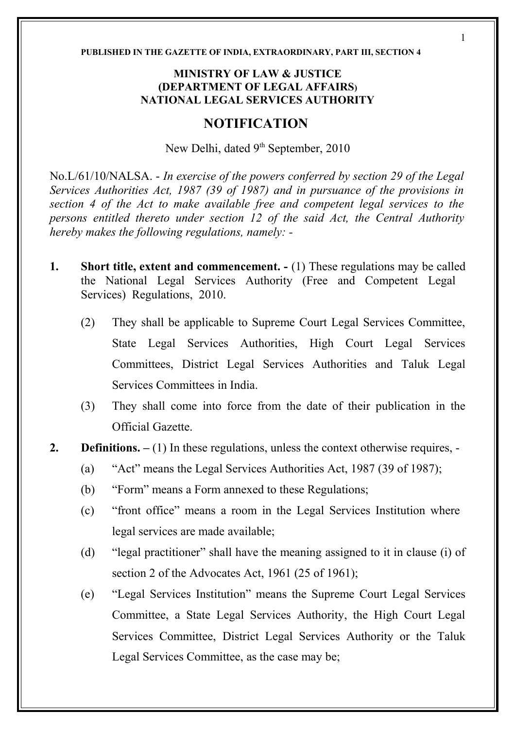**PUBLISHED IN THE GAZETTE OF INDIA, EXTRAORDINARY, PART III, SECTION 4**

**MINISTRY OF LAW & JUSTICE**
**(DEPARTMENT OF LEGAL AFFAIRS)**
**NATIONAL LEGAL SERVICES AUTHORITY**

# NOTIFICATION

New Delhi, dated 9th September, 2010

No.L/61/10/NALSA. - *In exercise of the powers conferred by section 29 of the Legal Services Authorities Act, 1987 (39 of 1987) and in pursuance of the provisions in section 4 of the Act to make available free and competent legal services to the persons entitled thereto under section 12 of the said Act, the Central Authority hereby makes the following regulations, namely: -*

**1. Short title, extent and commencement. -** (1) These regulations may be called the National Legal Services Authority (Free and Competent Legal Services) Regulations, 2010.

(2) They shall be applicable to Supreme Court Legal Services Committee, State Legal Services Authorities, High Court Legal Services Committees, District Legal Services Authorities and Taluk Legal Services Committees in India.

(3) They shall come into force from the date of their publication in the Official Gazette.

**2. Definitions. –** (1) In these regulations, unless the context otherwise requires, -

(a) "Act" means the Legal Services Authorities Act, 1987 (39 of 1987);

(b) "Form" means a Form annexed to these Regulations;

(c) "front office" means a room in the Legal Services Institution where legal services are made available;

(d) "legal practitioner" shall have the meaning assigned to it in clause (i) of section 2 of the Advocates Act, 1961 (25 of 1961);

(e) "Legal Services Institution" means the Supreme Court Legal Services Committee, a State Legal Services Authority, the High Court Legal Services Committee, District Legal Services Authority or the Taluk Legal Services Committee, as the case may be;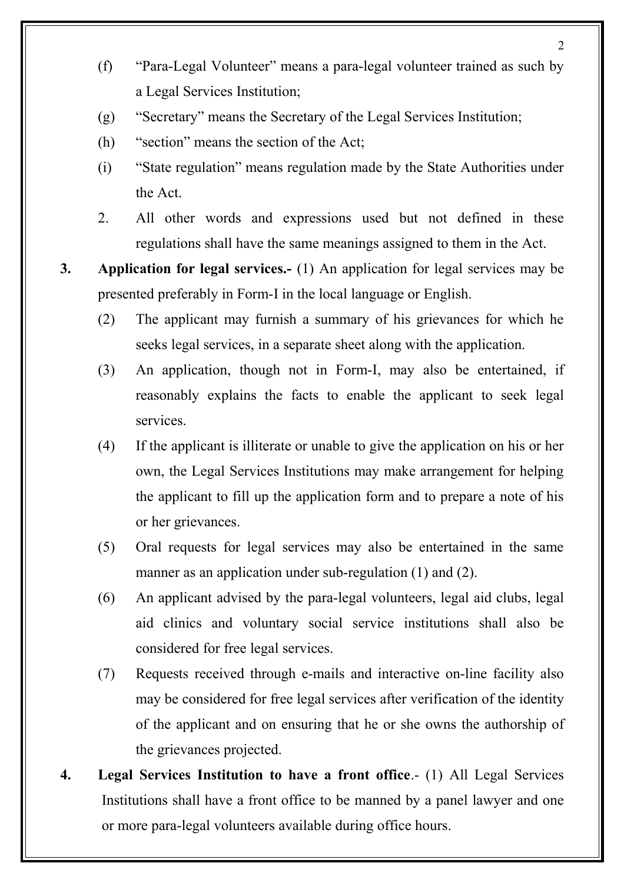(f) "Para-Legal Volunteer" means a para-legal volunteer trained as such by a Legal Services Institution;

(g) "Secretary" means the Secretary of the Legal Services Institution;

(h) "section" means the section of the Act;

(i) "State regulation" means regulation made by the State Authorities under the Act.

2. All other words and expressions used but not defined in these regulations shall have the same meanings assigned to them in the Act.

**3. Application for legal services.-** (1) An application for legal services may be presented preferably in Form-I in the local language or English.

(2) The applicant may furnish a summary of his grievances for which he seeks legal services, in a separate sheet along with the application.

(3) An application, though not in Form-I, may also be entertained, if reasonably explains the facts to enable the applicant to seek legal services.

(4) If the applicant is illiterate or unable to give the application on his or her own, the Legal Services Institutions may make arrangement for helping the applicant to fill up the application form and to prepare a note of his or her grievances.

(5) Oral requests for legal services may also be entertained in the same manner as an application under sub-regulation (1) and (2).

(6) An applicant advised by the para-legal volunteers, legal aid clubs, legal aid clinics and voluntary social service institutions shall also be considered for free legal services.

(7) Requests received through e-mails and interactive on-line facility also may be considered for free legal services after verification of the identity of the applicant and on ensuring that he or she owns the authorship of the grievances projected.

**4. Legal Services Institution to have a front office**.- (1) All Legal Services Institutions shall have a front office to be manned by a panel lawyer and one or more para-legal volunteers available during office hours.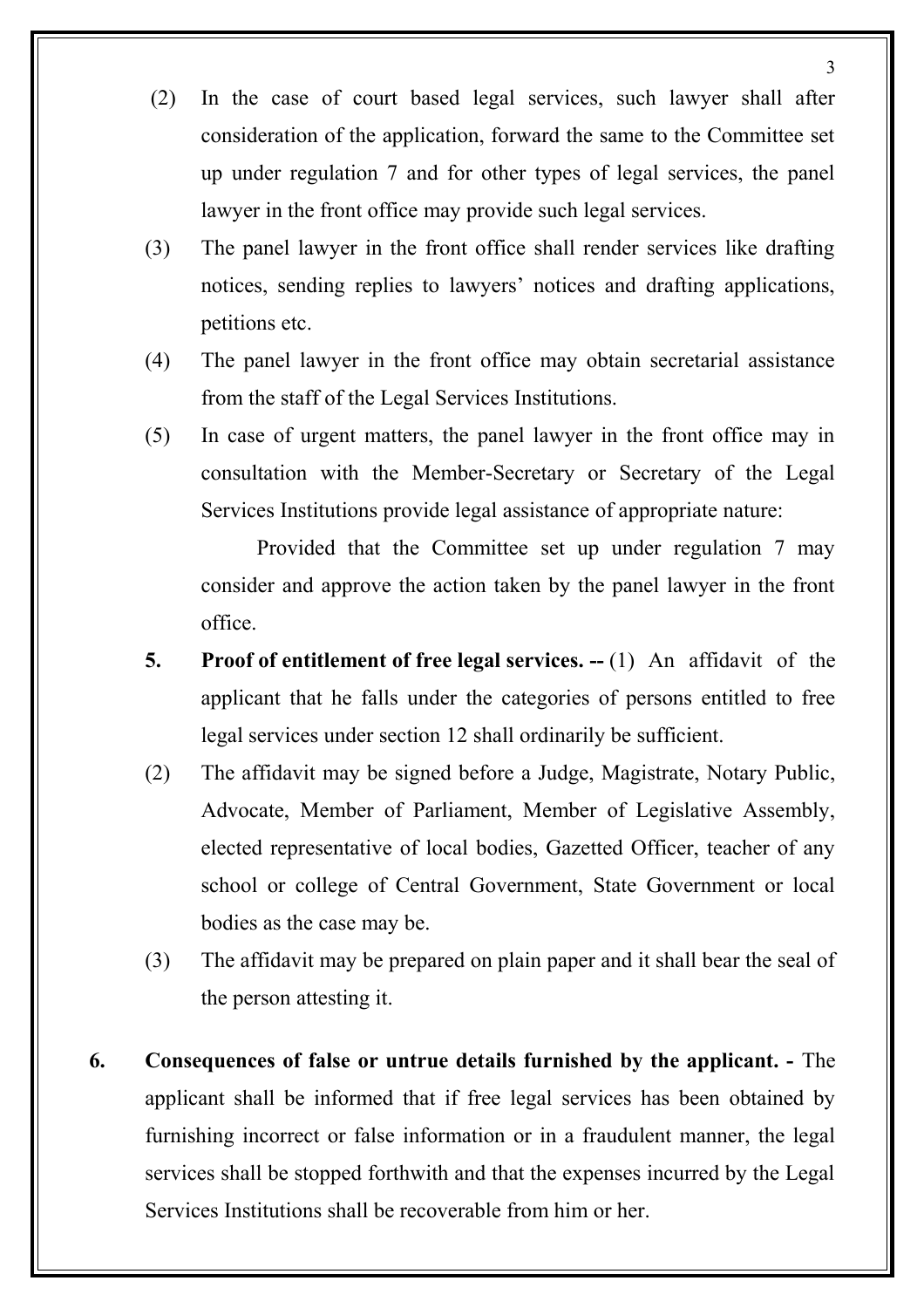(2) In the case of court based legal services, such lawyer shall after consideration of the application, forward the same to the Committee set up under regulation 7 and for other types of legal services, the panel lawyer in the front office may provide such legal services.

(3) The panel lawyer in the front office shall render services like drafting notices, sending replies to lawyers' notices and drafting applications, petitions etc.

(4) The panel lawyer in the front office may obtain secretarial assistance from the staff of the Legal Services Institutions.

(5) In case of urgent matters, the panel lawyer in the front office may in consultation with the Member-Secretary or Secretary of the Legal Services Institutions provide legal assistance of appropriate nature:

Provided that the Committee set up under regulation 7 may consider and approve the action taken by the panel lawyer in the front office.

**5. Proof of entitlement of free legal services. --** (1) An affidavit of the applicant that he falls under the categories of persons entitled to free legal services under section 12 shall ordinarily be sufficient.

(2) The affidavit may be signed before a Judge, Magistrate, Notary Public, Advocate, Member of Parliament, Member of Legislative Assembly, elected representative of local bodies, Gazetted Officer, teacher of any school or college of Central Government, State Government or local bodies as the case may be.

(3) The affidavit may be prepared on plain paper and it shall bear the seal of the person attesting it.

**6. Consequences of false or untrue details furnished by the applicant. -** The applicant shall be informed that if free legal services has been obtained by furnishing incorrect or false information or in a fraudulent manner, the legal services shall be stopped forthwith and that the expenses incurred by the Legal Services Institutions shall be recoverable from him or her.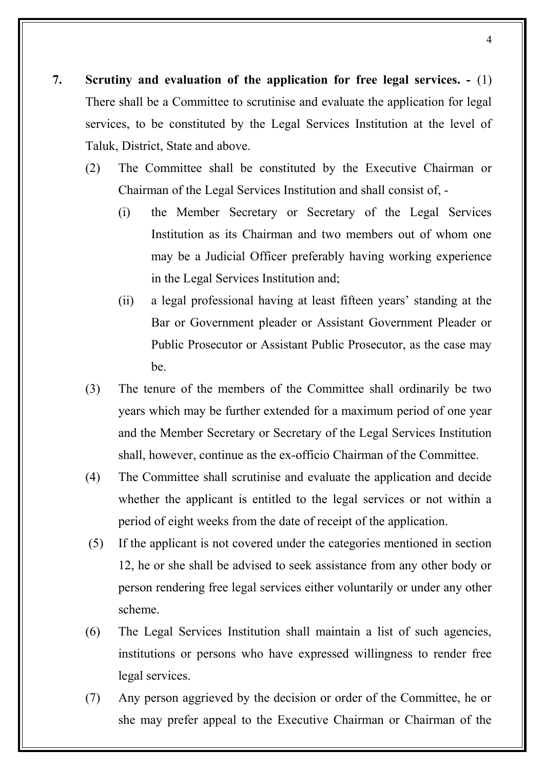**7. Scrutiny and evaluation of the application for free legal services. -** (1) There shall be a Committee to scrutinise and evaluate the application for legal services, to be constituted by the Legal Services Institution at the level of Taluk, District, State and above.

(2) The Committee shall be constituted by the Executive Chairman or Chairman of the Legal Services Institution and shall consist of, -

(i) the Member Secretary or Secretary of the Legal Services Institution as its Chairman and two members out of whom one may be a Judicial Officer preferably having working experience in the Legal Services Institution and;

(ii) a legal professional having at least fifteen years' standing at the Bar or Government pleader or Assistant Government Pleader or Public Prosecutor or Assistant Public Prosecutor, as the case may be.

(3) The tenure of the members of the Committee shall ordinarily be two years which may be further extended for a maximum period of one year and the Member Secretary or Secretary of the Legal Services Institution shall, however, continue as the ex-officio Chairman of the Committee.

(4) The Committee shall scrutinise and evaluate the application and decide whether the applicant is entitled to the legal services or not within a period of eight weeks from the date of receipt of the application.

(5) If the applicant is not covered under the categories mentioned in section 12, he or she shall be advised to seek assistance from any other body or person rendering free legal services either voluntarily or under any other scheme.

(6) The Legal Services Institution shall maintain a list of such agencies, institutions or persons who have expressed willingness to render free legal services.

(7) Any person aggrieved by the decision or order of the Committee, he or she may prefer appeal to the Executive Chairman or Chairman of the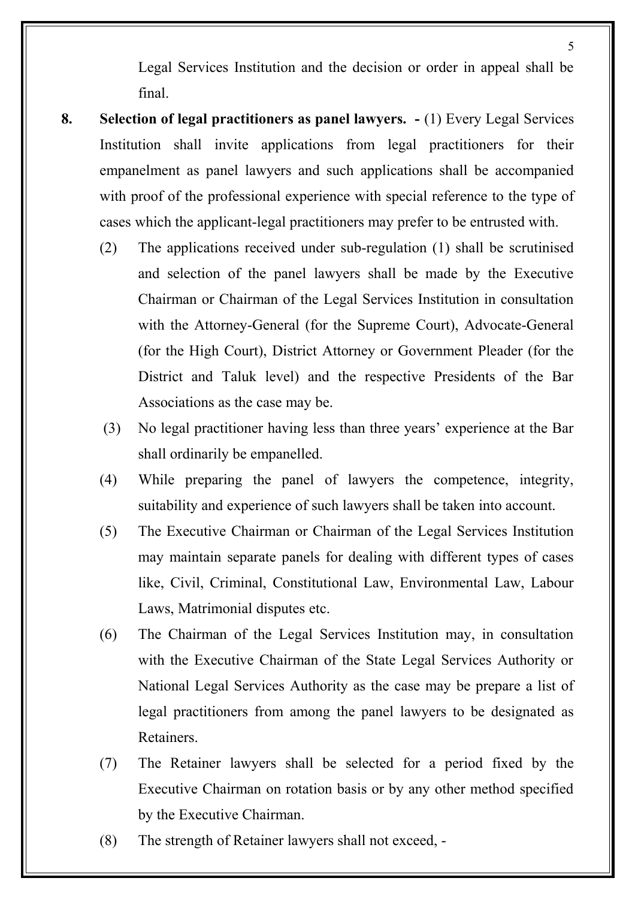Legal Services Institution and the decision or order in appeal shall be final.

**8. Selection of legal practitioners as panel lawyers. -** (1) Every Legal Services Institution shall invite applications from legal practitioners for their empanelment as panel lawyers and such applications shall be accompanied with proof of the professional experience with special reference to the type of cases which the applicant-legal practitioners may prefer to be entrusted with.

(2) The applications received under sub-regulation (1) shall be scrutinised and selection of the panel lawyers shall be made by the Executive Chairman or Chairman of the Legal Services Institution in consultation with the Attorney-General (for the Supreme Court), Advocate-General (for the High Court), District Attorney or Government Pleader (for the District and Taluk level) and the respective Presidents of the Bar Associations as the case may be.

(3) No legal practitioner having less than three years' experience at the Bar shall ordinarily be empanelled.

(4) While preparing the panel of lawyers the competence, integrity, suitability and experience of such lawyers shall be taken into account.

(5) The Executive Chairman or Chairman of the Legal Services Institution may maintain separate panels for dealing with different types of cases like, Civil, Criminal, Constitutional Law, Environmental Law, Labour Laws, Matrimonial disputes etc.

(6) The Chairman of the Legal Services Institution may, in consultation with the Executive Chairman of the State Legal Services Authority or National Legal Services Authority as the case may be prepare a list of legal practitioners from among the panel lawyers to be designated as Retainers.

(7) The Retainer lawyers shall be selected for a period fixed by the Executive Chairman on rotation basis or by any other method specified by the Executive Chairman.

(8) The strength of Retainer lawyers shall not exceed, -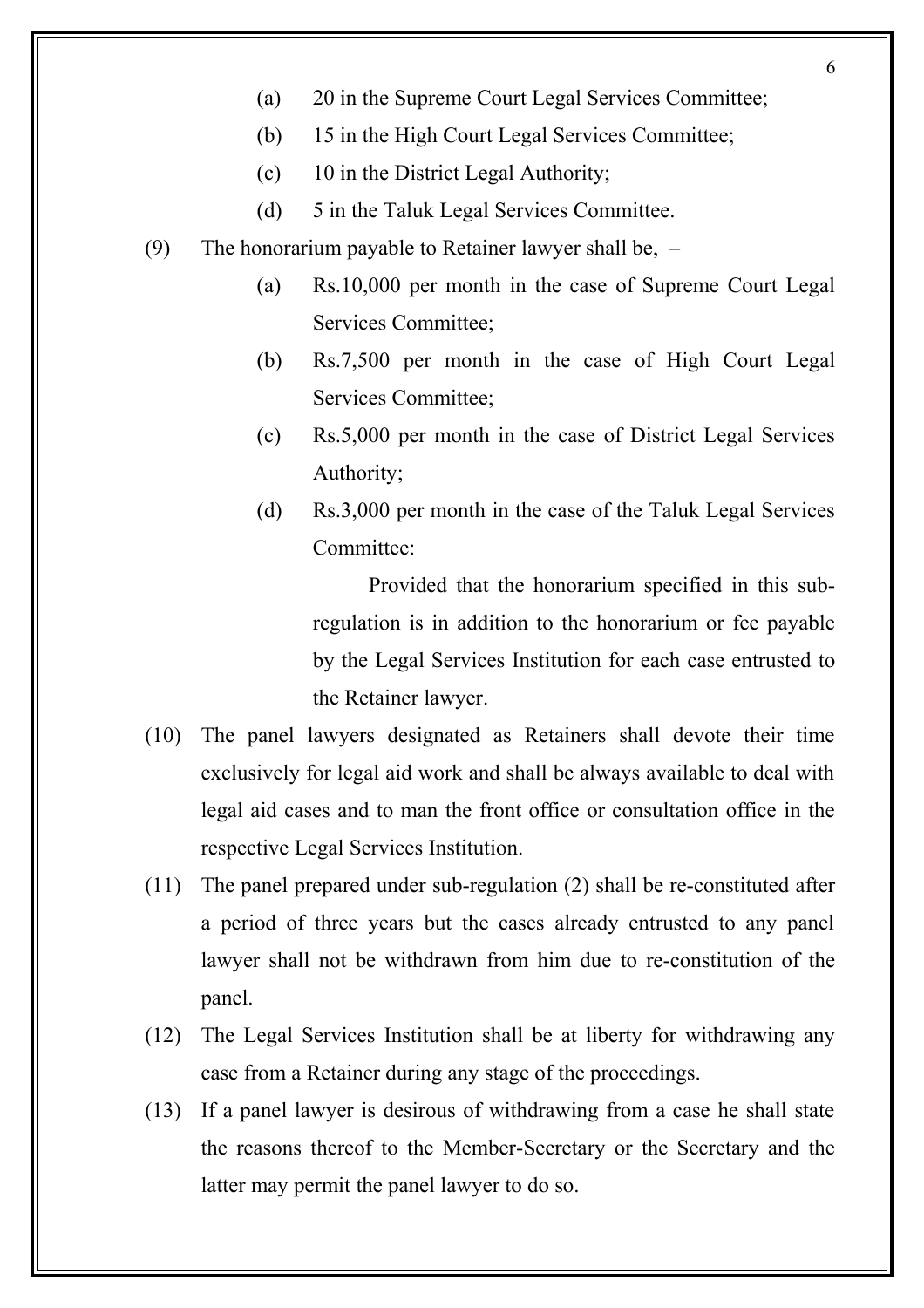(a) 20 in the Supreme Court Legal Services Committee;

(b) 15 in the High Court Legal Services Committee;

(c) 10 in the District Legal Authority;

(d) 5 in the Taluk Legal Services Committee.

(9) The honorarium payable to Retainer lawyer shall be, –

(a) Rs.10,000 per month in the case of Supreme Court Legal Services Committee;

(b) Rs.7,500 per month in the case of High Court Legal Services Committee;

(c) Rs.5,000 per month in the case of District Legal Services Authority;

(d) Rs.3,000 per month in the case of the Taluk Legal Services Committee:

Provided that the honorarium specified in this sub-regulation is in addition to the honorarium or fee payable by the Legal Services Institution for each case entrusted to the Retainer lawyer.

(10) The panel lawyers designated as Retainers shall devote their time exclusively for legal aid work and shall be always available to deal with legal aid cases and to man the front office or consultation office in the respective Legal Services Institution.

(11) The panel prepared under sub-regulation (2) shall be re-constituted after a period of three years but the cases already entrusted to any panel lawyer shall not be withdrawn from him due to re-constitution of the panel.

(12) The Legal Services Institution shall be at liberty for withdrawing any case from a Retainer during any stage of the proceedings.

(13) If a panel lawyer is desirous of withdrawing from a case he shall state the reasons thereof to the Member-Secretary or the Secretary and the latter may permit the panel lawyer to do so.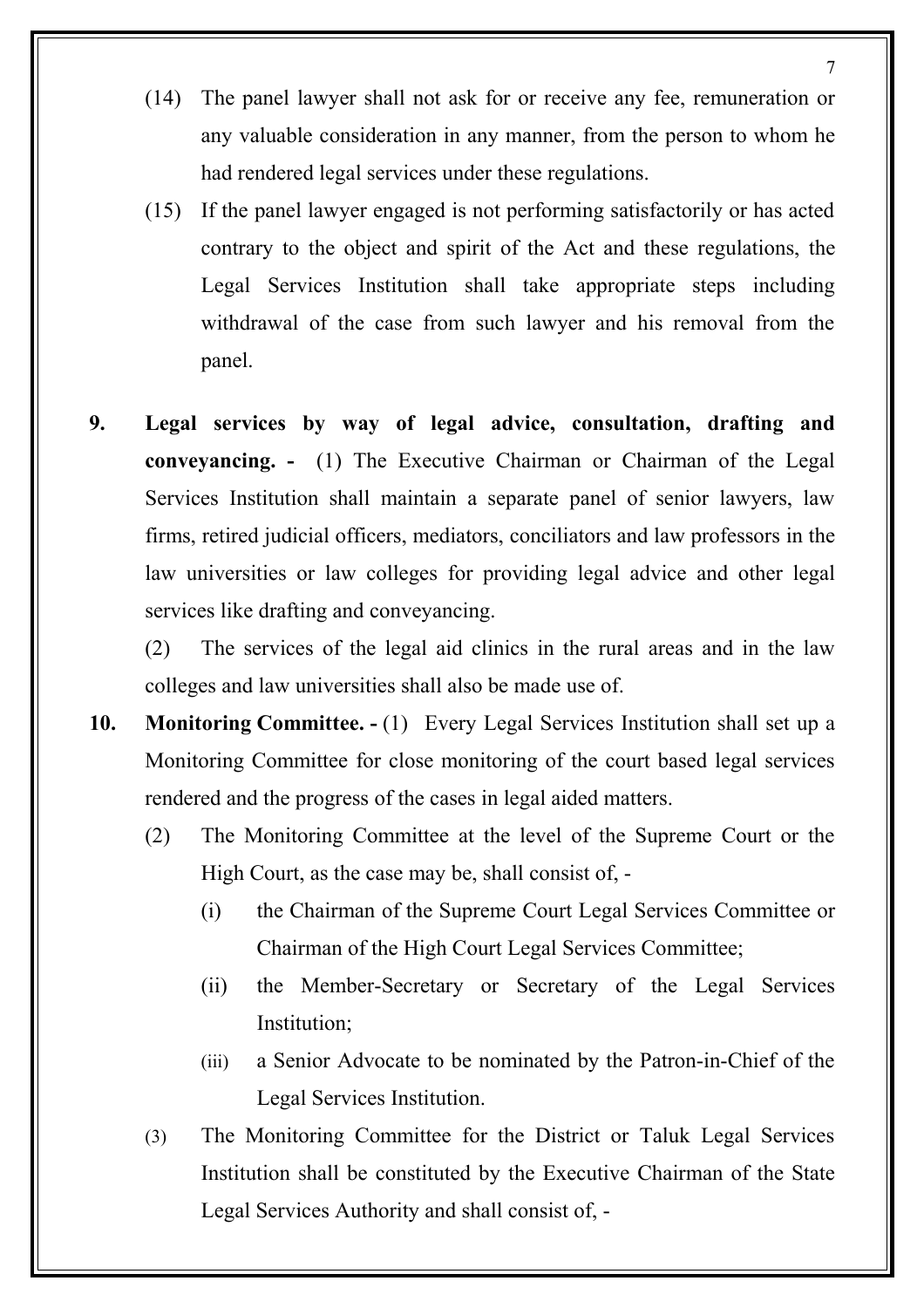(14) The panel lawyer shall not ask for or receive any fee, remuneration or any valuable consideration in any manner, from the person to whom he had rendered legal services under these regulations.

(15) If the panel lawyer engaged is not performing satisfactorily or has acted contrary to the object and spirit of the Act and these regulations, the Legal Services Institution shall take appropriate steps including withdrawal of the case from such lawyer and his removal from the panel.

**9. Legal services by way of legal advice, consultation, drafting and conveyancing. -** (1) The Executive Chairman or Chairman of the Legal Services Institution shall maintain a separate panel of senior lawyers, law firms, retired judicial officers, mediators, conciliators and law professors in the law universities or law colleges for providing legal advice and other legal services like drafting and conveyancing.

(2) The services of the legal aid clinics in the rural areas and in the law colleges and law universities shall also be made use of.

**10. Monitoring Committee. -** (1) Every Legal Services Institution shall set up a Monitoring Committee for close monitoring of the court based legal services rendered and the progress of the cases in legal aided matters.

(2) The Monitoring Committee at the level of the Supreme Court or the High Court, as the case may be, shall consist of, -

(i) the Chairman of the Supreme Court Legal Services Committee or Chairman of the High Court Legal Services Committee;

(ii) the Member-Secretary or Secretary of the Legal Services Institution;

(iii) a Senior Advocate to be nominated by the Patron-in-Chief of the Legal Services Institution.

(3) The Monitoring Committee for the District or Taluk Legal Services Institution shall be constituted by the Executive Chairman of the State Legal Services Authority and shall consist of, -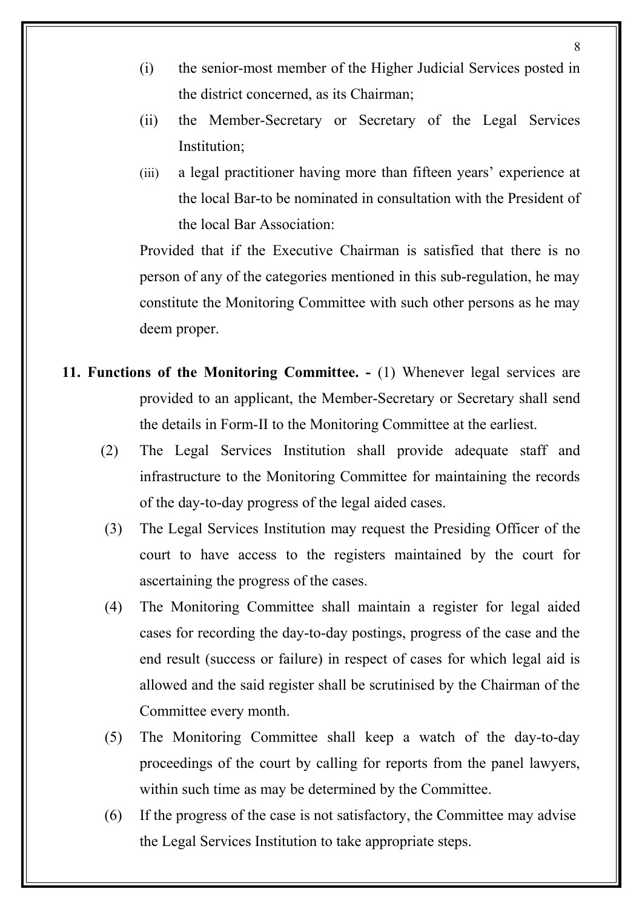(i) the senior-most member of the Higher Judicial Services posted in the district concerned, as its Chairman;

(ii) the Member-Secretary or Secretary of the Legal Services Institution;

(iii) a legal practitioner having more than fifteen years' experience at the local Bar-to be nominated in consultation with the President of the local Bar Association:

Provided that if the Executive Chairman is satisfied that there is no person of any of the categories mentioned in this sub-regulation, he may constitute the Monitoring Committee with such other persons as he may deem proper.

**11. Functions of the Monitoring Committee. -** (1) Whenever legal services are provided to an applicant, the Member-Secretary or Secretary shall send the details in Form-II to the Monitoring Committee at the earliest.

(2) The Legal Services Institution shall provide adequate staff and infrastructure to the Monitoring Committee for maintaining the records of the day-to-day progress of the legal aided cases.

(3) The Legal Services Institution may request the Presiding Officer of the court to have access to the registers maintained by the court for ascertaining the progress of the cases.

(4) The Monitoring Committee shall maintain a register for legal aided cases for recording the day-to-day postings, progress of the case and the end result (success or failure) in respect of cases for which legal aid is allowed and the said register shall be scrutinised by the Chairman of the Committee every month.

(5) The Monitoring Committee shall keep a watch of the day-to-day proceedings of the court by calling for reports from the panel lawyers, within such time as may be determined by the Committee.

(6) If the progress of the case is not satisfactory, the Committee may advise the Legal Services Institution to take appropriate steps.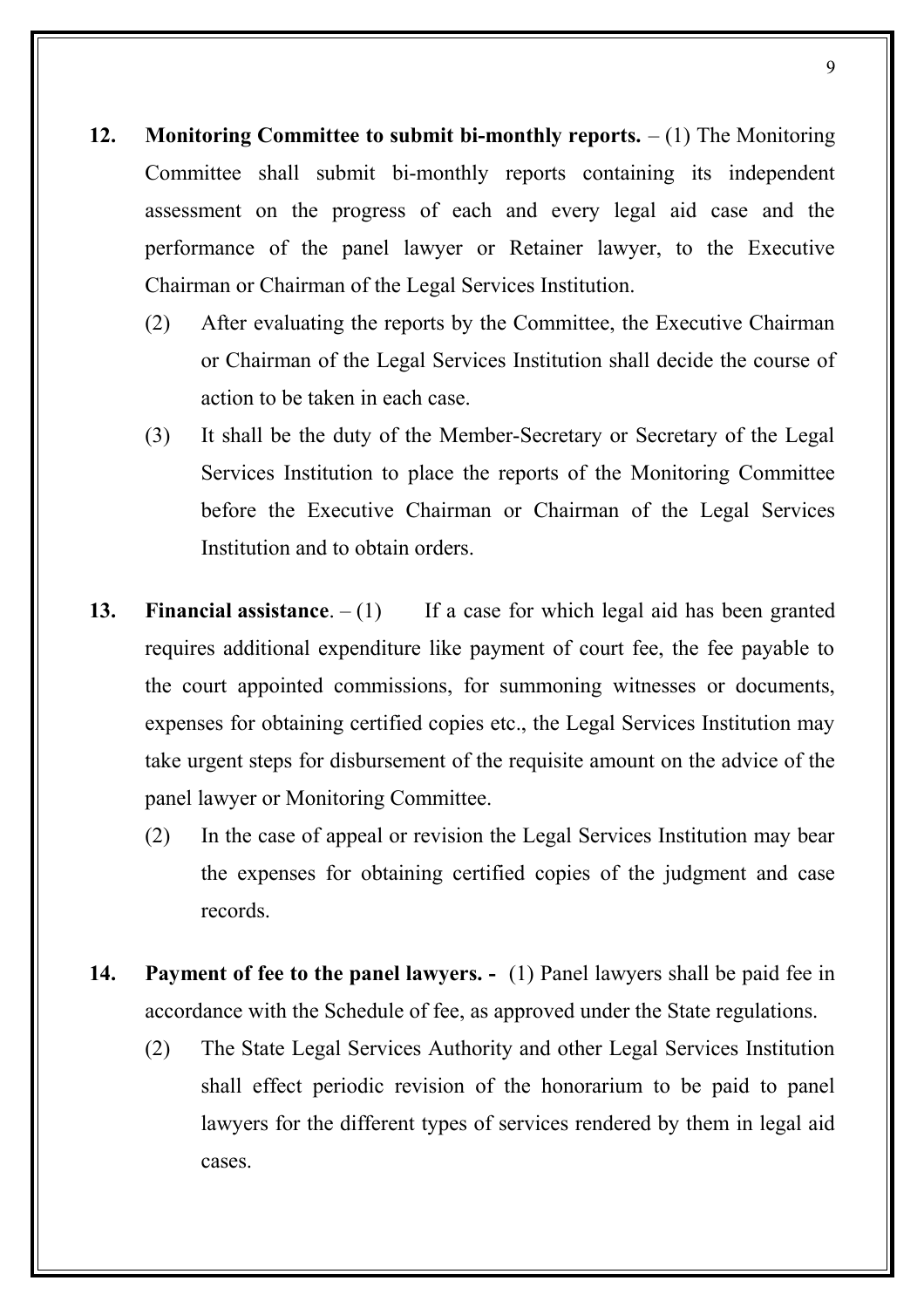**12. Monitoring Committee to submit bi-monthly reports.** – (1) The Monitoring Committee shall submit bi-monthly reports containing its independent assessment on the progress of each and every legal aid case and the performance of the panel lawyer or Retainer lawyer, to the Executive Chairman or Chairman of the Legal Services Institution.

(2) After evaluating the reports by the Committee, the Executive Chairman or Chairman of the Legal Services Institution shall decide the course of action to be taken in each case.

(3) It shall be the duty of the Member-Secretary or Secretary of the Legal Services Institution to place the reports of the Monitoring Committee before the Executive Chairman or Chairman of the Legal Services Institution and to obtain orders.

**13. Financial assistance**. – (1) If a case for which legal aid has been granted requires additional expenditure like payment of court fee, the fee payable to the court appointed commissions, for summoning witnesses or documents, expenses for obtaining certified copies etc., the Legal Services Institution may take urgent steps for disbursement of the requisite amount on the advice of the panel lawyer or Monitoring Committee.

(2) In the case of appeal or revision the Legal Services Institution may bear the expenses for obtaining certified copies of the judgment and case records.

**14. Payment of fee to the panel lawyers. -** (1) Panel lawyers shall be paid fee in accordance with the Schedule of fee, as approved under the State regulations.

(2) The State Legal Services Authority and other Legal Services Institution shall effect periodic revision of the honorarium to be paid to panel lawyers for the different types of services rendered by them in legal aid cases.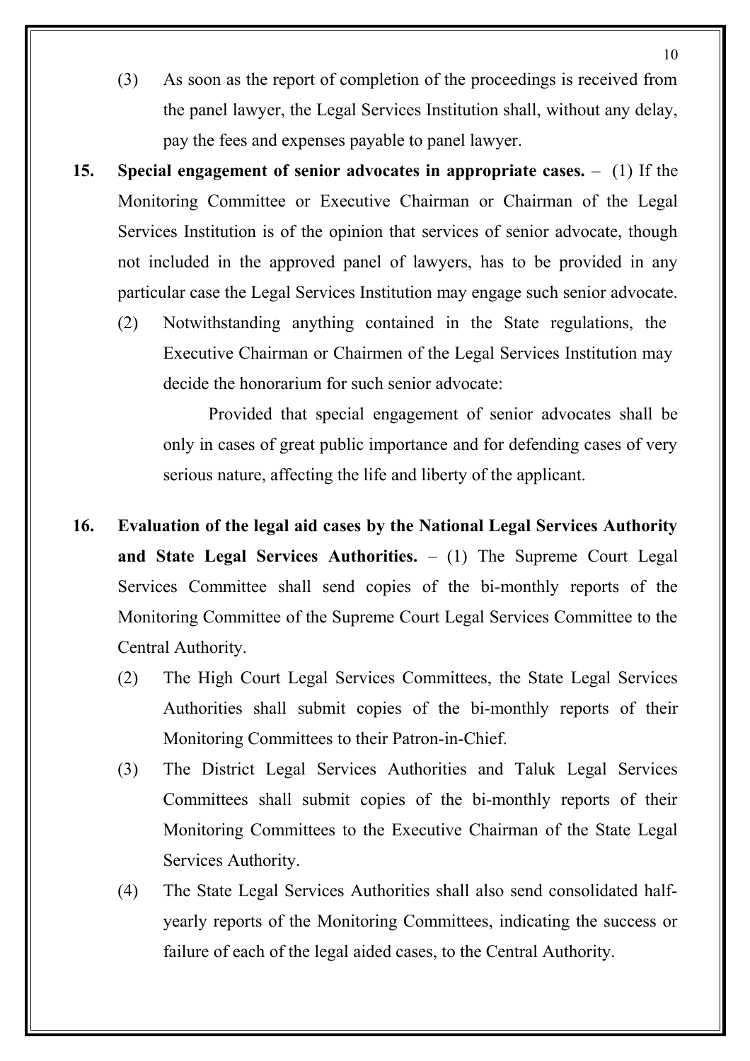(3) As soon as the report of completion of the proceedings is received from the panel lawyer, the Legal Services Institution shall, without any delay, pay the fees and expenses payable to panel lawyer.

**15. Special engagement of senior advocates in appropriate cases.** – (1) If the Monitoring Committee or Executive Chairman or Chairman of the Legal Services Institution is of the opinion that services of senior advocate, though not included in the approved panel of lawyers, has to be provided in any particular case the Legal Services Institution may engage such senior advocate.

(2) Notwithstanding anything contained in the State regulations, the Executive Chairman or Chairmen of the Legal Services Institution may decide the honorarium for such senior advocate:

Provided that special engagement of senior advocates shall be only in cases of great public importance and for defending cases of very serious nature, affecting the life and liberty of the applicant.

**16. Evaluation of the legal aid cases by the National Legal Services Authority and State Legal Services Authorities.** – (1) The Supreme Court Legal Services Committee shall send copies of the bi-monthly reports of the Monitoring Committee of the Supreme Court Legal Services Committee to the Central Authority.

(2) The High Court Legal Services Committees, the State Legal Services Authorities shall submit copies of the bi-monthly reports of their Monitoring Committees to their Patron-in-Chief.

(3) The District Legal Services Authorities and Taluk Legal Services Committees shall submit copies of the bi-monthly reports of their Monitoring Committees to the Executive Chairman of the State Legal Services Authority.

(4) The State Legal Services Authorities shall also send consolidated half-yearly reports of the Monitoring Committees, indicating the success or failure of each of the legal aided cases, to the Central Authority.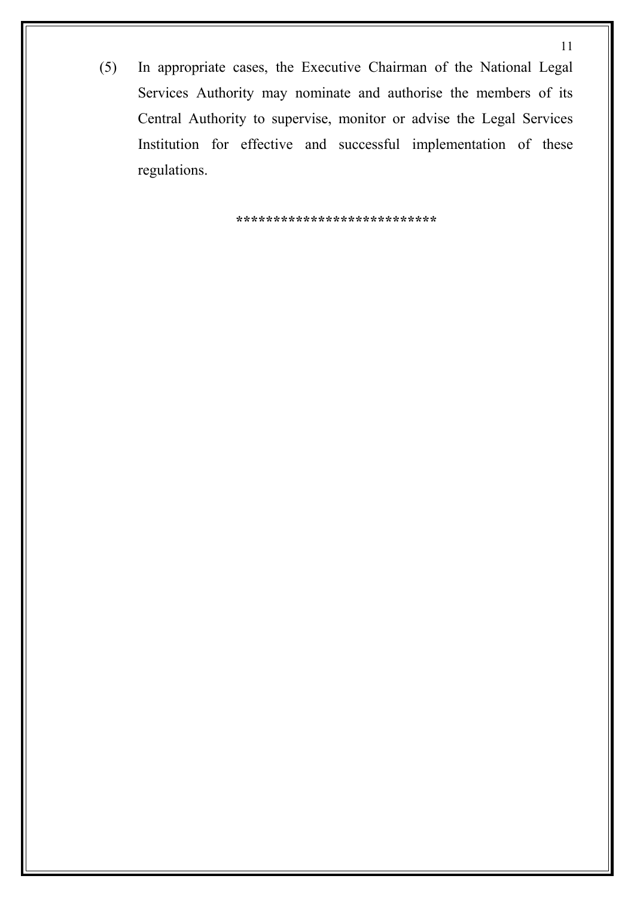(5) In appropriate cases, the Executive Chairman of the National Legal Services Authority may nominate and authorise the members of its Central Authority to supervise, monitor or advise the Legal Services Institution for effective and successful implementation of these regulations.

**************************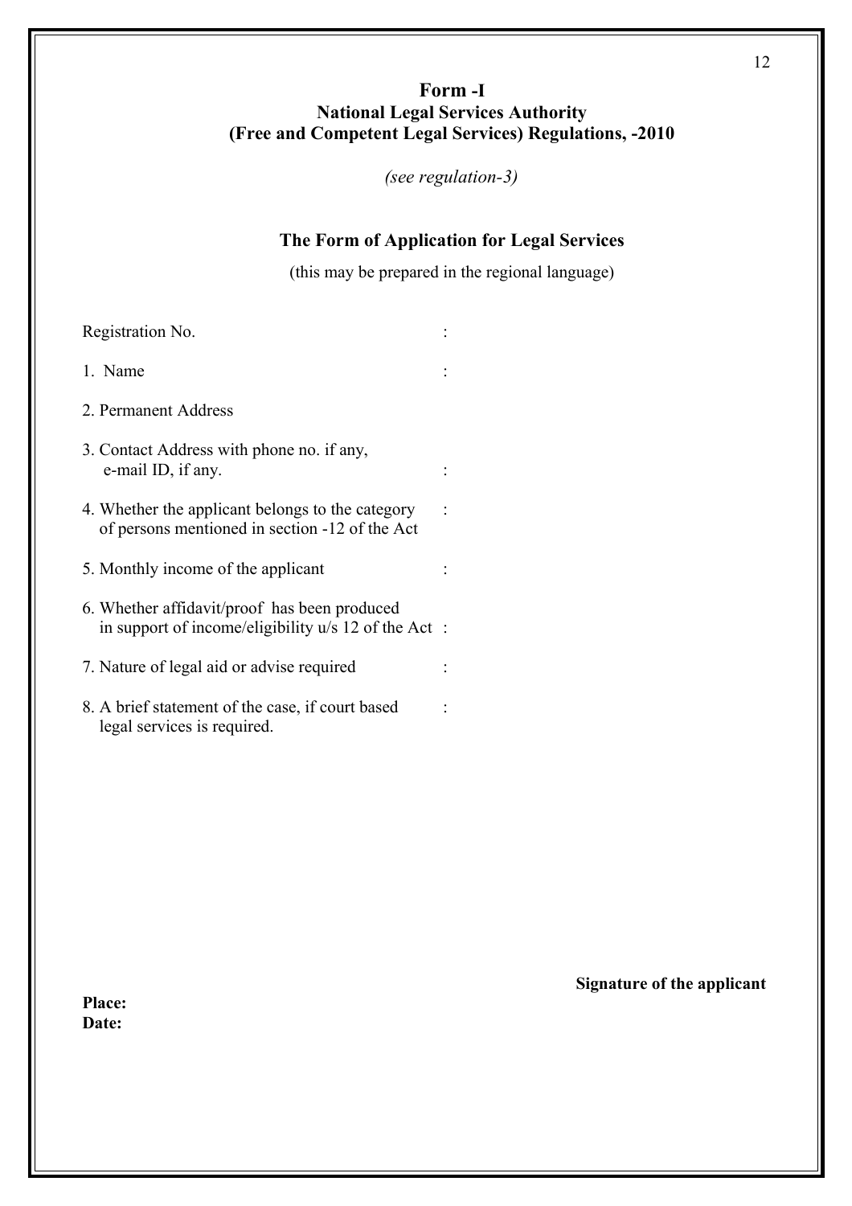# Form -I

## National Legal Services Authority
## (Free and Competent Legal Services) Regulations, -2010

*(see regulation-3)*

### The Form of Application for Legal Services

(this may be prepared in the regional language)

Registration No. :

1. Name :

2. Permanent Address

3. Contact Address with phone no. if any, e-mail ID, if any. :

4. Whether the applicant belongs to the category of persons mentioned in section -12 of the Act :

5. Monthly income of the applicant :

6. Whether affidavit/proof has been produced in support of income/eligibility u/s 12 of the Act :

7. Nature of legal aid or advise required :

8. A brief statement of the case, if court based legal services is required. :

**Signature of the applicant**

**Place:**

**Date:**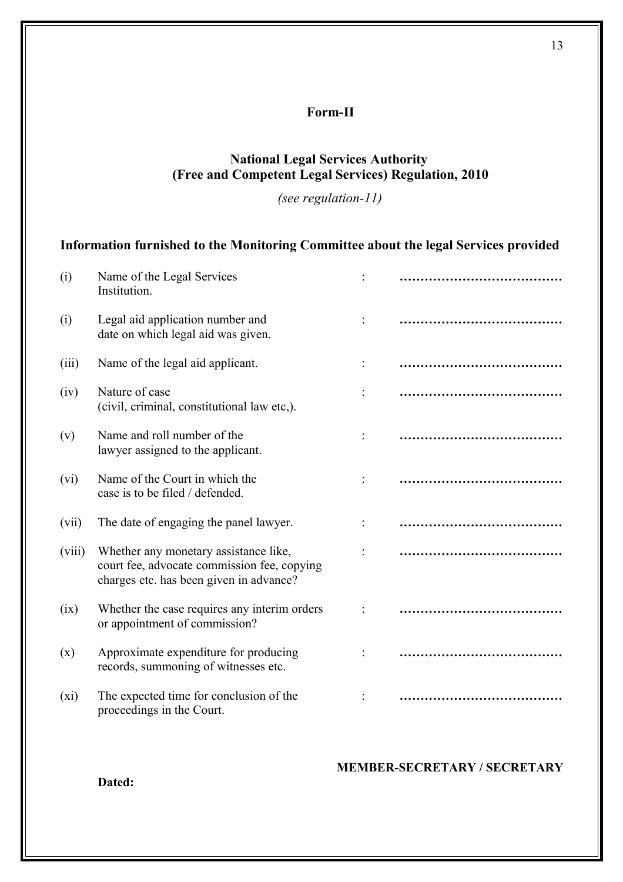**Form-II**

**National Legal Services Authority**
**(Free and Competent Legal Services) Regulation, 2010**

*(see regulation-11)*

**Information furnished to the Monitoring Committee about the legal Services provided**

| | | | |
|---|---|---|---|
| (i) | Name of the Legal Services Institution. | : | ………………………………… |
| (i) | Legal aid application number and date on which legal aid was given. | : | ………………………………… |
| (iii) | Name of the legal aid applicant. | : | ………………………………… |
| (iv) | Nature of case (civil, criminal, constitutional law etc,). | : | ………………………………… |
| (v) | Name and roll number of the lawyer assigned to the applicant. | : | ………………………………… |
| (vi) | Name of the Court in which the case is to be filed / defended. | : | ………………………………… |
| (vii) | The date of engaging the panel lawyer. | : | ………………………………… |
| (viii) | Whether any monetary assistance like, court fee, advocate commission fee, copying charges etc. has been given in advance? | : | ………………………………… |
| (ix) | Whether the case requires any interim orders or appointment of commission? | : | ………………………………… |
| (x) | Approximate expenditure for producing records, summoning of witnesses etc. | : | ………………………………… |
| (xi) | The expected time for conclusion of the proceedings in the Court. | : | ………………………………… |

**MEMBER-SECRETARY / SECRETARY**

**Dated:**